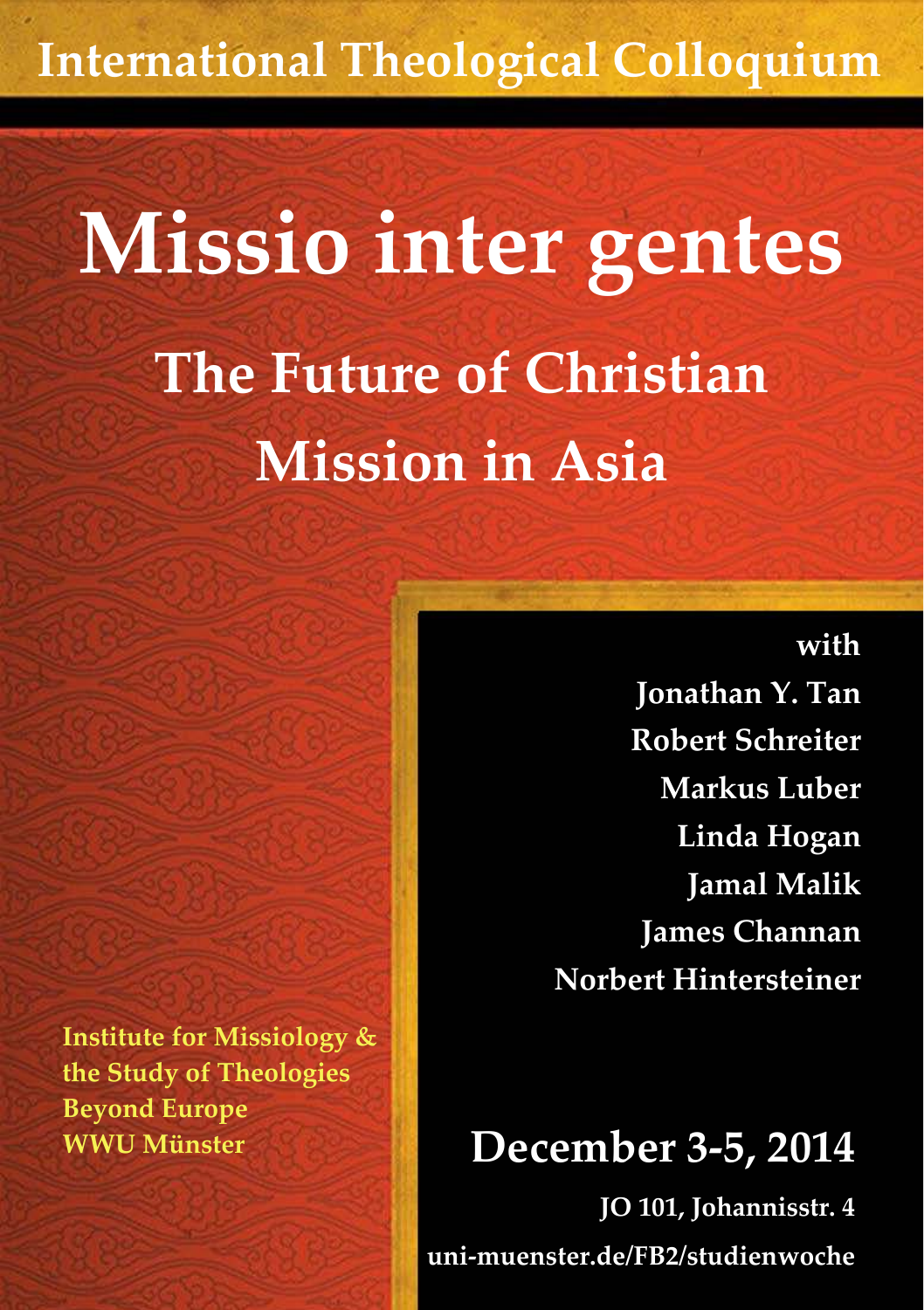International Theological Colloquium

# Missio inter gentes

## The Future of Christian Mission in Asia

with

Jonathan Y. Tan
Robert Schreiter
Markus Luber
Linda Hogan
Jamal Malik
James Channan
Norbert Hintersteiner

Institute for Missiology & the Study of Theologies Beyond Europe
WWU Münster

**December 3-5, 2014**

JO 101, Johannisstr. 4

uni-muenster.de/FB2/studienwoche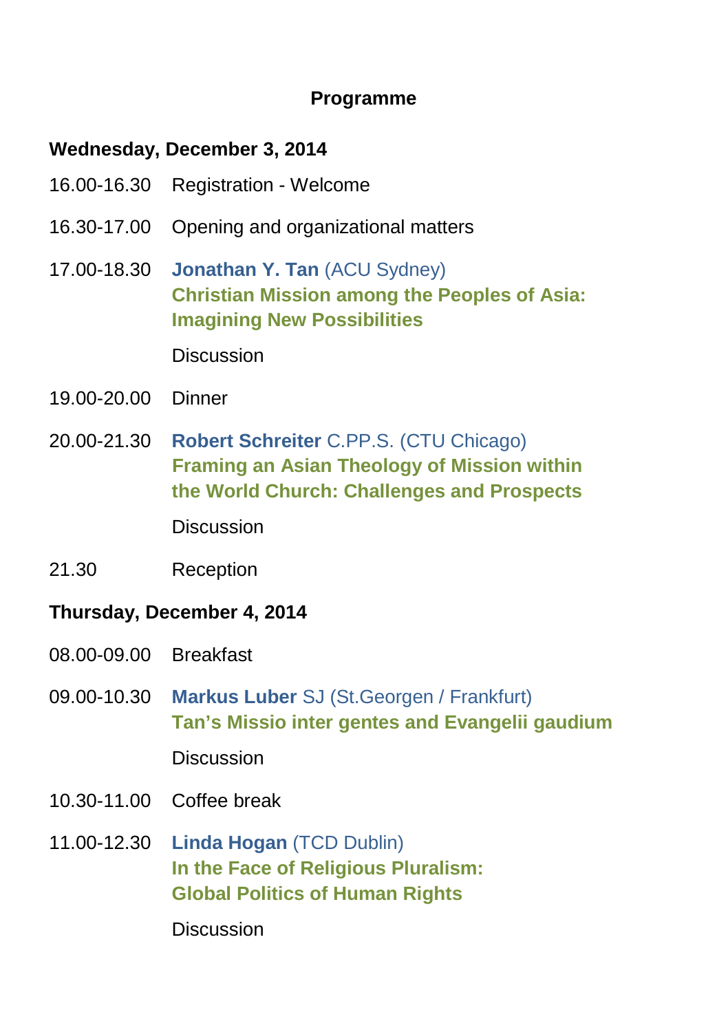## Programme

**Wednesday, December 3, 2014**

16.00-16.30 Registration - Welcome

16.30-17.00 Opening and organizational matters

17.00-18.30 **Jonathan Y. Tan** (ACU Sydney)
**Christian Mission among the Peoples of Asia: Imagining New Possibilities**

Discussion

19.00-20.00 Dinner

20.00-21.30 **Robert Schreiter** C.PP.S. (CTU Chicago)
**Framing an Asian Theology of Mission within the World Church: Challenges and Prospects**

Discussion

21.30 Reception

**Thursday, December 4, 2014**

08.00-09.00 Breakfast

09.00-10.30 **Markus Luber** SJ (St.Georgen / Frankfurt)
**Tan's Missio inter gentes and Evangelii gaudium**

Discussion

10.30-11.00 Coffee break

11.00-12.30 **Linda Hogan** (TCD Dublin)
**In the Face of Religious Pluralism: Global Politics of Human Rights**

Discussion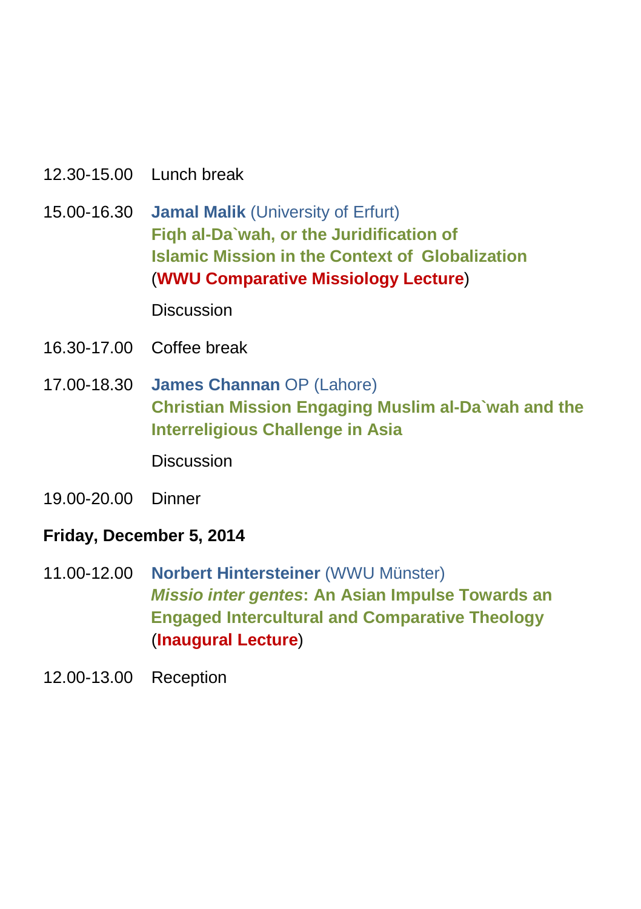12.30-15.00 Lunch break

15.00-16.30 **Jamal Malik** (University of Erfurt)
**Fiqh al-Da`wah, or the Juridification of Islamic Mission in the Context of Globalization**
(**WWU Comparative Missiology Lecture**)

Discussion

16.30-17.00 Coffee break

17.00-18.30 **James Channan** OP (Lahore)
**Christian Mission Engaging Muslim al-Da`wah and the Interreligious Challenge in Asia**

Discussion

19.00-20.00 Dinner

**Friday, December 5, 2014**

11.00-12.00 **Norbert Hintersteiner** (WWU Münster)
***Missio inter gentes*: An Asian Impulse Towards an Engaged Intercultural and Comparative Theology**
(**Inaugural Lecture**)

12.00-13.00 Reception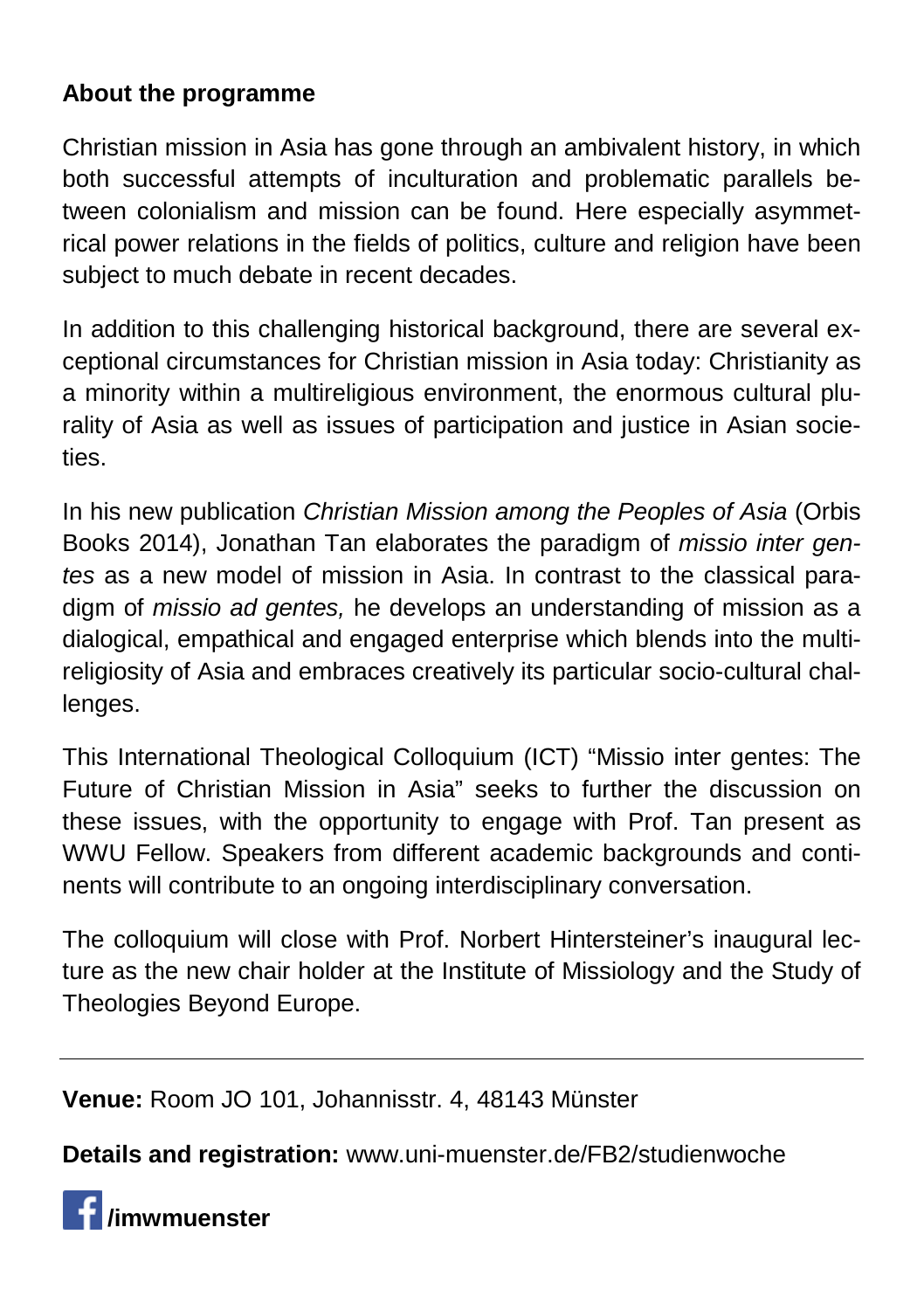**About the programme**

Christian mission in Asia has gone through an ambivalent history, in which both successful attempts of inculturation and problematic parallels between colonialism and mission can be found. Here especially asymmetrical power relations in the fields of politics, culture and religion have been subject to much debate in recent decades.

In addition to this challenging historical background, there are several exceptional circumstances for Christian mission in Asia today: Christianity as a minority within a multireligious environment, the enormous cultural plurality of Asia as well as issues of participation and justice in Asian societies.

In his new publication *Christian Mission among the Peoples of Asia* (Orbis Books 2014), Jonathan Tan elaborates the paradigm of *missio inter gentes* as a new model of mission in Asia. In contrast to the classical paradigm of *missio ad gentes,* he develops an understanding of mission as a dialogical, empathical and engaged enterprise which blends into the multireligiosity of Asia and embraces creatively its particular socio-cultural challenges.

This International Theological Colloquium (ICT) "Missio inter gentes: The Future of Christian Mission in Asia" seeks to further the discussion on these issues, with the opportunity to engage with Prof. Tan present as WWU Fellow. Speakers from different academic backgrounds and continents will contribute to an ongoing interdisciplinary conversation.

The colloquium will close with Prof. Norbert Hintersteiner's inaugural lecture as the new chair holder at the Institute of Missiology and the Study of Theologies Beyond Europe.

---

**Venue:** Room JO 101, Johannisstr. 4, 48143 Münster

**Details and registration:** www.uni-muenster.de/FB2/studienwoche

**/imwmuenster**